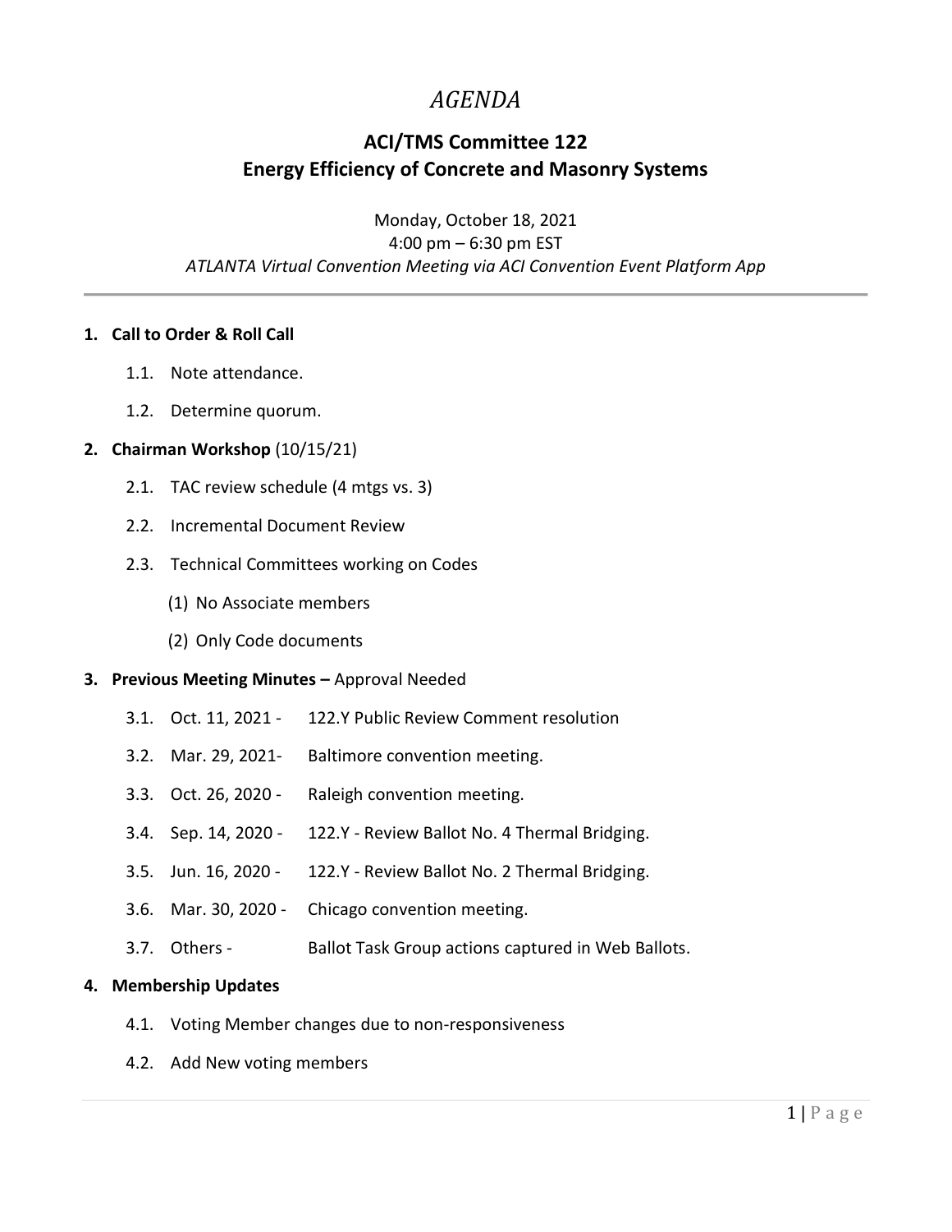# *AGENDA*

## ACI/TMS Committee 122
## Energy Efficiency of Concrete and Masonry Systems

Monday, October 18, 2021
4:00 pm – 6:30 pm EST
*ATLANTA Virtual Convention Meeting via ACI Convention Event Platform App*

---

1. **Call to Order & Roll Call**
   1.1. Note attendance.
   1.2. Determine quorum.
2. **Chairman Workshop** (10/15/21)
   2.1. TAC review schedule (4 mtgs vs. 3)
   2.2. Incremental Document Review
   2.3. Technical Committees working on Codes
      (1) No Associate members
      (2) Only Code documents
3. **Previous Meeting Minutes –** Approval Needed
   3.1. Oct. 11, 2021 - 122.Y Public Review Comment resolution
   3.2. Mar. 29, 2021- Baltimore convention meeting.
   3.3. Oct. 26, 2020 - Raleigh convention meeting.
   3.4. Sep. 14, 2020 - 122.Y - Review Ballot No. 4 Thermal Bridging.
   3.5. Jun. 16, 2020 - 122.Y - Review Ballot No. 2 Thermal Bridging.
   3.6. Mar. 30, 2020 - Chicago convention meeting.
   3.7. Others - Ballot Task Group actions captured in Web Ballots.
4. **Membership Updates**
   4.1. Voting Member changes due to non-responsiveness
   4.2. Add New voting members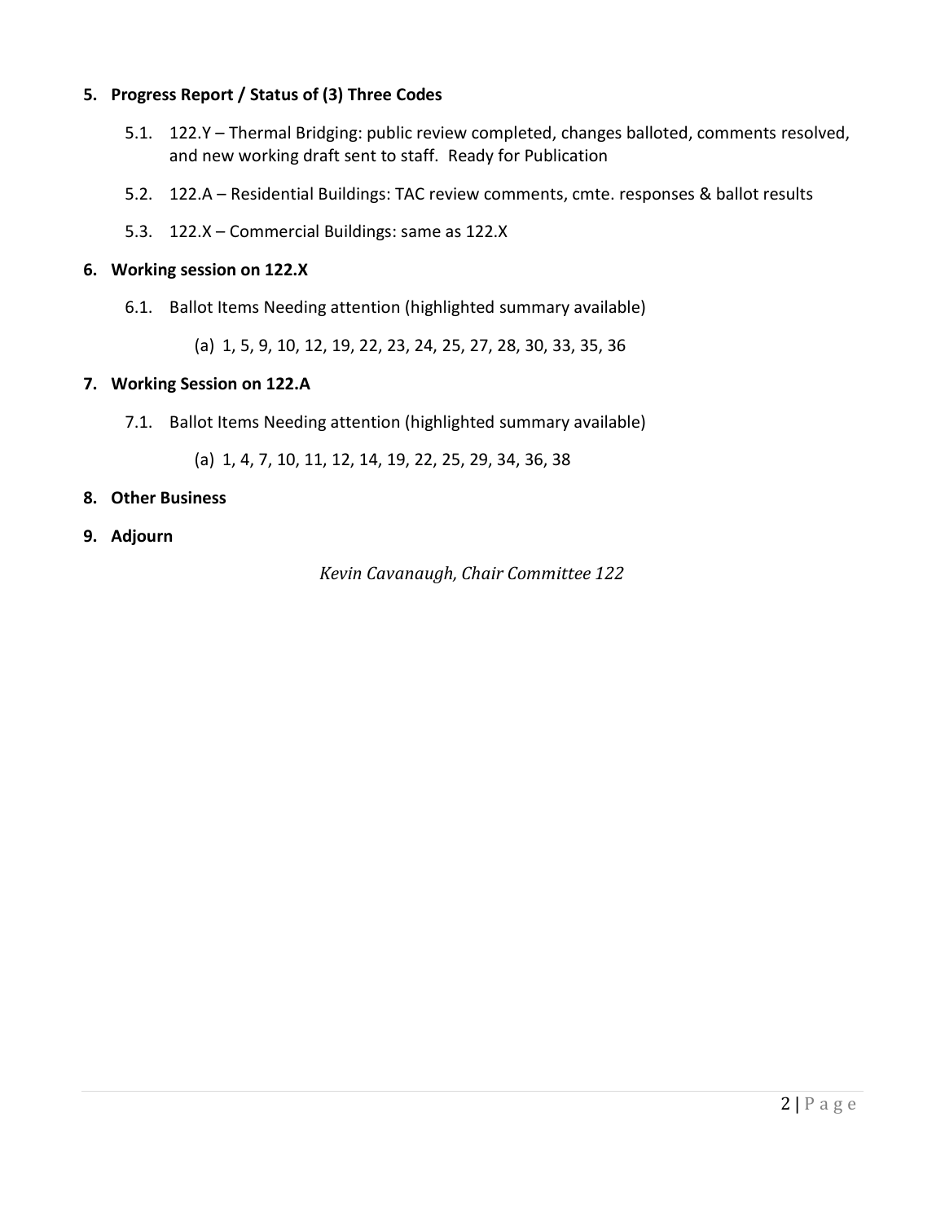**5. Progress Report / Status of (3) Three Codes**

5.1. 122.Y – Thermal Bridging: public review completed, changes balloted, comments resolved, and new working draft sent to staff. Ready for Publication

5.2. 122.A – Residential Buildings: TAC review comments, cmte. responses & ballot results

5.3. 122.X – Commercial Buildings: same as 122.X

**6. Working session on 122.X**

6.1. Ballot Items Needing attention (highlighted summary available)

(a) 1, 5, 9, 10, 12, 19, 22, 23, 24, 25, 27, 28, 30, 33, 35, 36

**7. Working Session on 122.A**

7.1. Ballot Items Needing attention (highlighted summary available)

(a) 1, 4, 7, 10, 11, 12, 14, 19, 22, 25, 29, 34, 36, 38

**8. Other Business**

**9. Adjourn**

*Kevin Cavanaugh, Chair Committee 122*